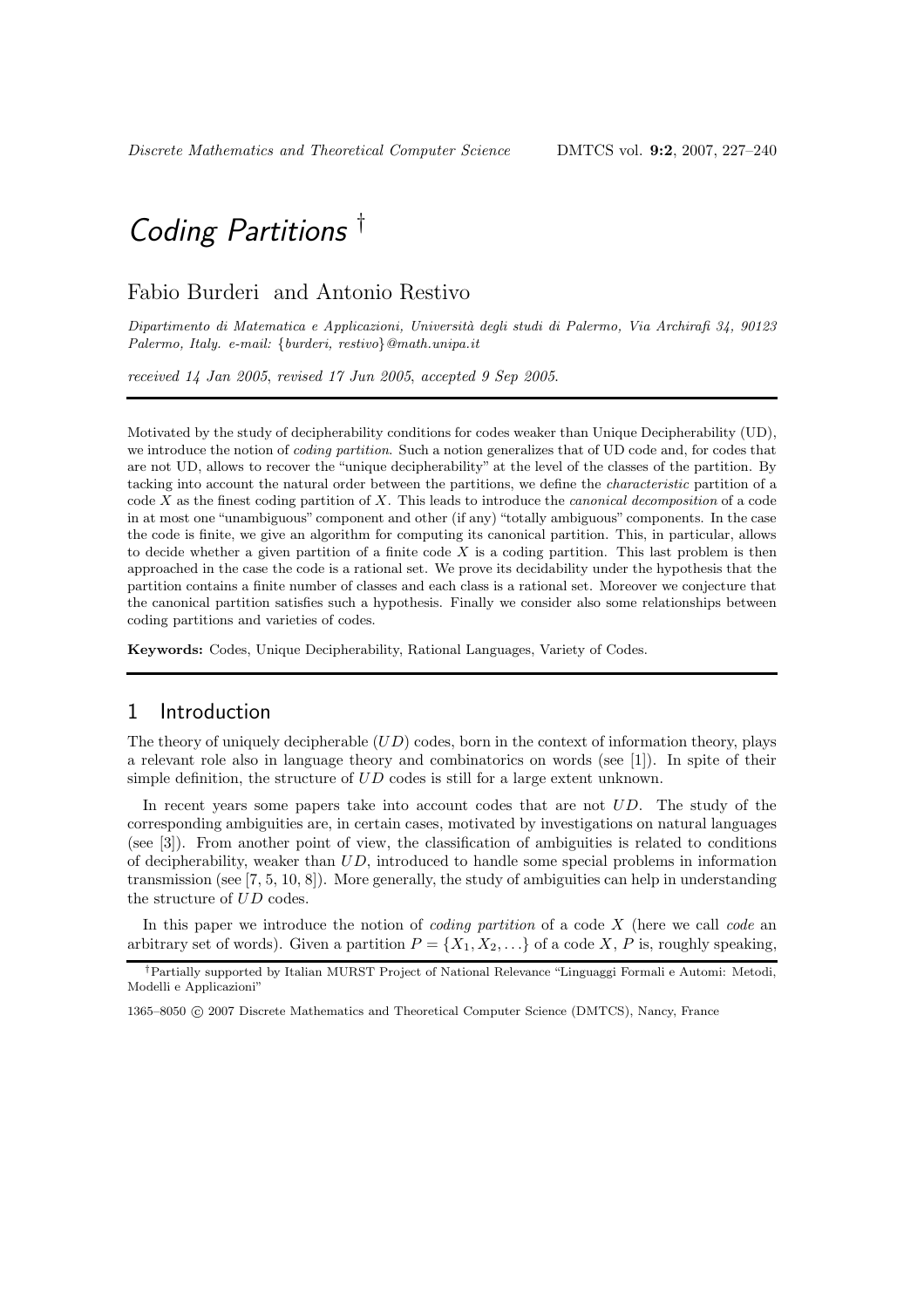# *Coding Partitions* †

Fabio Burderi and Antonio Restivo

*Dipartimento di Matematica e Applicazioni, Università degli studi di Palermo, Via Archirafi 34, 90123 Palermo, Italy. e-mail: {burderi, restivo}@math.unipa.it*

*received 14 Jan 2005, revised 17 Jun 2005, accepted 9 Sep 2005.*

---

Motivated by the study of decipherability conditions for codes weaker than Unique Decipherability (UD), we introduce the notion of *coding partition*. Such a notion generalizes that of UD code and, for codes that are not UD, allows to recover the "unique decipherability" at the level of the classes of the partition. By tacking into account the natural order between the partitions, we define the *characteristic* partition of a code $X$ as the finest coding partition of $X$. This leads to introduce the *canonical decomposition* of a code in at most one "unambiguous" component and other (if any) "totally ambiguous" components. In the case the code is finite, we give an algorithm for computing its canonical partition. This, in particular, allows to decide whether a given partition of a finite code $X$ is a coding partition. This last problem is then approached in the case the code is a rational set. We prove its decidability under the hypothesis that the partition contains a finite number of classes and each class is a rational set. Moreover we conjecture that the canonical partition satisfies such a hypothesis. Finally we consider also some relationships between coding partitions and varieties of codes.

**Keywords:** Codes, Unique Decipherability, Rational Languages, Variety of Codes.

---

## 1 Introduction

The theory of uniquely decipherable ($UD$) codes, born in the context of information theory, plays a relevant role also in language theory and combinatorics on words (see [1]). In spite of their simple definition, the structure of $UD$ codes is still for a large extent unknown.

In recent years some papers take into account codes that are not $UD$. The study of the corresponding ambiguities are, in certain cases, motivated by investigations on natural languages (see [3]). From another point of view, the classification of ambiguities is related to conditions of decipherability, weaker than $UD$, introduced to handle some special problems in information transmission (see [7, 5, 10, 8]). More generally, the study of ambiguities can help in understanding the structure of $UD$ codes.

In this paper we introduce the notion of *coding partition* of a code $X$ (here we call *code* an arbitrary set of words). Given a partition $P = \{X_1, X_2, \dots\}$ of a code $X$, $P$ is, roughly speaking,

---

†Partially supported by Italian MURST Project of National Relevance "Linguaggi Formali e Automi: Metodi, Modelli e Applicazioni"

1365–8050 © 2007 Discrete Mathematics and Theoretical Computer Science (DMTCS), Nancy, France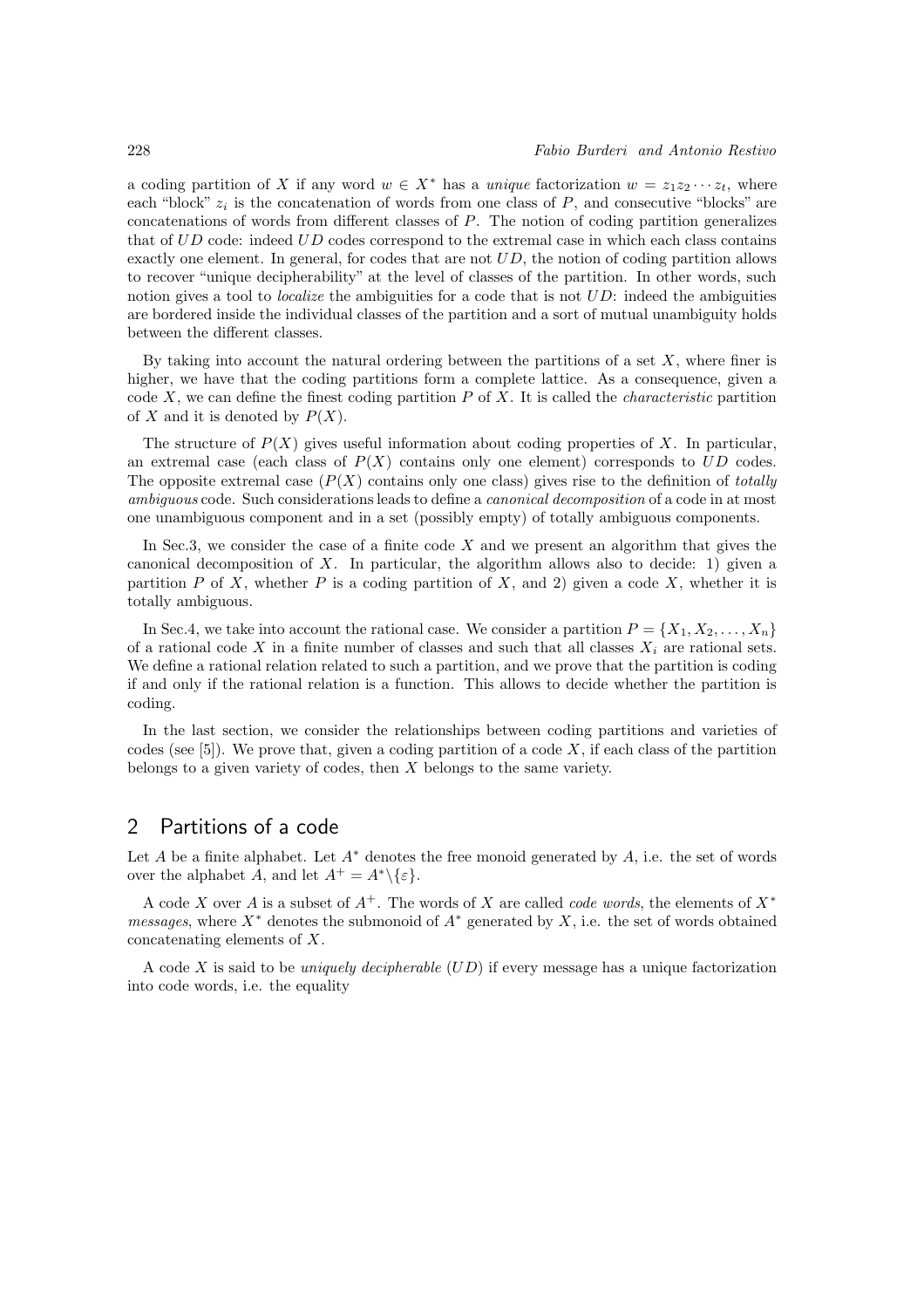a coding partition of $X$ if any word $w \in X^*$ has a *unique* factorization $w = z_1 z_2 \cdots z_t$, where each "block" $z_i$ is the concatenation of words from one class of $P$, and consecutive "blocks" are concatenations of words from different classes of $P$. The notion of coding partition generalizes that of $UD$ code: indeed $UD$ codes correspond to the extremal case in which each class contains exactly one element. In general, for codes that are not $UD$, the notion of coding partition allows to recover "unique decipherability" at the level of classes of the partition. In other words, such notion gives a tool to *localize* the ambiguities for a code that is not $UD$: indeed the ambiguities are bordered inside the individual classes of the partition and a sort of mutual unambiguity holds between the different classes.

By taking into account the natural ordering between the partitions of a set $X$, where finer is higher, we have that the coding partitions form a complete lattice. As a consequence, given a code $X$, we can define the finest coding partition $P$ of $X$. It is called the *characteristic* partition of $X$ and it is denoted by $P(X)$.

The structure of $P(X)$ gives useful information about coding properties of $X$. In particular, an extremal case (each class of $P(X)$ contains only one element) corresponds to $UD$ codes. The opposite extremal case ($P(X)$ contains only one class) gives rise to the definition of *totally ambiguous* code. Such considerations leads to define a *canonical decomposition* of a code in at most one unambiguous component and in a set (possibly empty) of totally ambiguous components.

In Sec.3, we consider the case of a finite code $X$ and we present an algorithm that gives the canonical decomposition of $X$. In particular, the algorithm allows also to decide: 1) given a partition $P$ of $X$, whether $P$ is a coding partition of $X$, and 2) given a code $X$, whether it is totally ambiguous.

In Sec.4, we take into account the rational case. We consider a partition $P = \{X_1, X_2, \ldots, X_n\}$ of a rational code $X$ in a finite number of classes and such that all classes $X_i$ are rational sets. We define a rational relation related to such a partition, and we prove that the partition is coding if and only if the rational relation is a function. This allows to decide whether the partition is coding.

In the last section, we consider the relationships between coding partitions and varieties of codes (see [5]). We prove that, given a coding partition of a code $X$, if each class of the partition belongs to a given variety of codes, then $X$ belongs to the same variety.

## 2 Partitions of a code

Let $A$ be a finite alphabet. Let $A^*$ denotes the free monoid generated by $A$, i.e. the set of words over the alphabet $A$, and let $A^+ = A^* \backslash \{\varepsilon\}$.

A code $X$ over $A$ is a subset of $A^+$. The words of $X$ are called *code words*, the elements of $X^*$ *messages*, where $X^*$ denotes the submonoid of $A^*$ generated by $X$, i.e. the set of words obtained concatenating elements of $X$.

A code $X$ is said to be *uniquely decipherable* ($UD$) if every message has a unique factorization into code words, i.e. the equality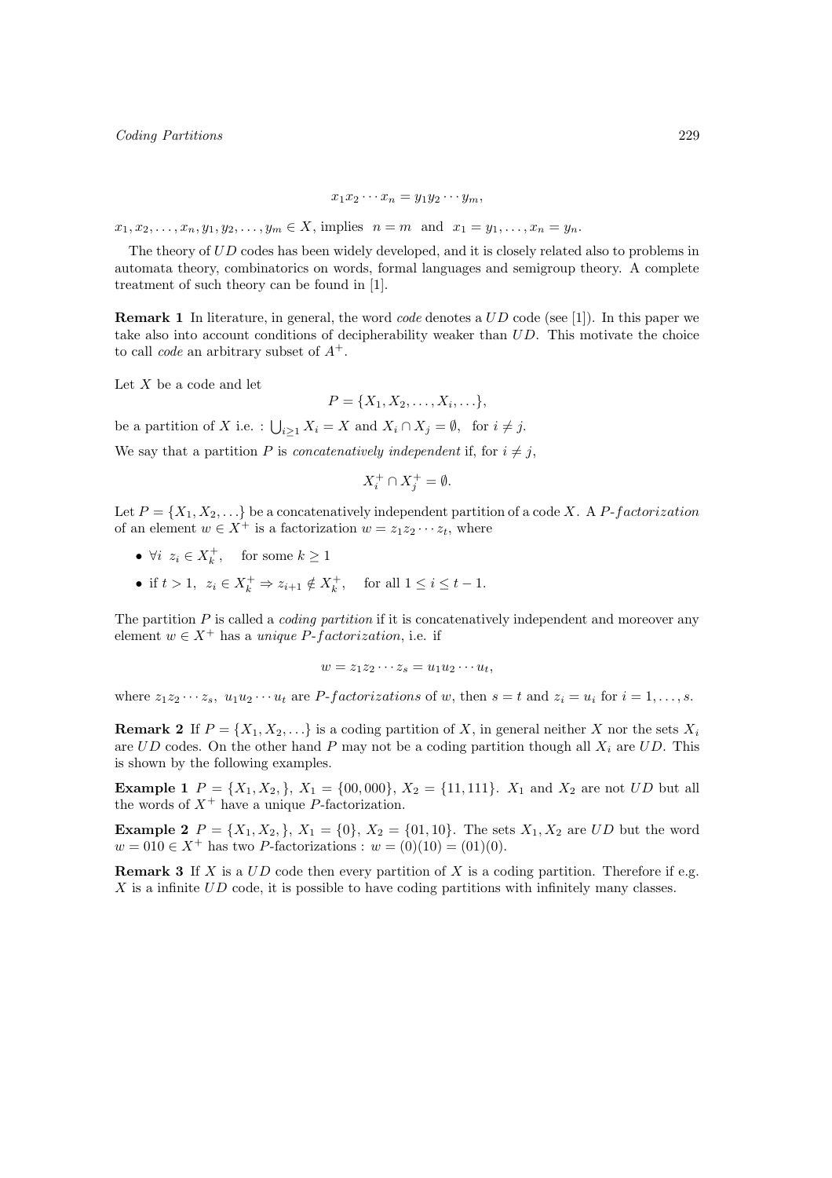$$x_1 x_2 \cdots x_n = y_1 y_2 \cdots y_m,$$

$x_1, x_2, \ldots, x_n, y_1, y_2, \ldots, y_m \in X$, implies $n = m$ and $x_1 = y_1, \ldots, x_n = y_n$.

The theory of $UD$ codes has been widely developed, and it is closely related also to problems in automata theory, combinatorics on words, formal languages and semigroup theory. A complete treatment of such theory can be found in [1].

**Remark 1** In literature, in general, the word *code* denotes a $UD$ code (see [1]). In this paper we take also into account conditions of decipherability weaker than $UD$. This motivate the choice to call *code* an arbitrary subset of $A^+$.

Let $X$ be a code and let

$$P = \{X_1, X_2, \ldots, X_i, \ldots\},$$

be a partition of $X$ i.e. : $\bigcup_{i \geq 1} X_i = X$ and $X_i \cap X_j = \emptyset$, for $i \neq j$.

We say that a partition $P$ is *concatenatively independent* if, for $i \neq j$,

$$X_i^+ \cap X_j^+ = \emptyset.$$

Let $P = \{X_1, X_2, \ldots\}$ be a concatenatively independent partition of a code $X$. A $P$-*factorization* of an element $w \in X^+$ is a factorization $w = z_1 z_2 \cdots z_t$, where

- $\forall i \;\; z_i \in X_k^+$, for some $k \geq 1$
- if $t > 1$, $z_i \in X_k^+ \Rightarrow z_{i+1} \notin X_k^+$, for all $1 \leq i \leq t-1$.

The partition $P$ is called a *coding partition* if it is concatenatively independent and moreover any element $w \in X^+$ has a *unique* $P$-*factorization*, i.e. if

$$w = z_1 z_2 \cdots z_s = u_1 u_2 \cdots u_t,$$

where $z_1 z_2 \cdots z_s$, $u_1 u_2 \cdots u_t$ are $P$-*factorizations* of $w$, then $s = t$ and $z_i = u_i$ for $i = 1, \ldots, s$.

**Remark 2** If $P = \{X_1, X_2, \ldots\}$ is a coding partition of $X$, in general neither $X$ nor the sets $X_i$ are $UD$ codes. On the other hand $P$ may not be a coding partition though all $X_i$ are $UD$. This is shown by the following examples.

**Example 1** $P = \{X_1, X_2, \}$, $X_1 = \{00, 000\}$, $X_2 = \{11, 111\}$. $X_1$ and $X_2$ are not $UD$ but all the words of $X^+$ have a unique $P$-factorization.

**Example 2** $P = \{X_1, X_2, \}$, $X_1 = \{0\}$, $X_2 = \{01, 10\}$. The sets $X_1, X_2$ are $UD$ but the word $w = 010 \in X^+$ has two $P$-factorizations : $w = (0)(10) = (01)(0)$.

**Remark 3** If $X$ is a $UD$ code then every partition of $X$ is a coding partition. Therefore if e.g. $X$ is a infinite $UD$ code, it is possible to have coding partitions with infinitely many classes.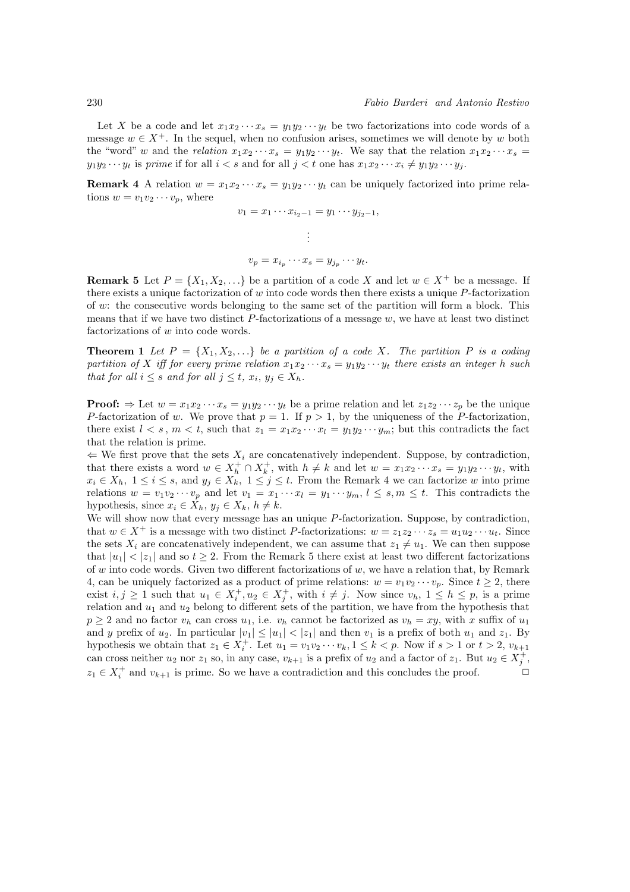Let $X$ be a code and let $x_1x_2\cdots x_s = y_1y_2\cdots y_t$ be two factorizations into code words of a message $w \in X^+$. In the sequel, when no confusion arises, sometimes we will denote by $w$ both the "word" $w$ and the *relation* $x_1x_2\cdots x_s = y_1y_2\cdots y_t$. We say that the relation $x_1x_2\cdots x_s = y_1y_2\cdots y_t$ is *prime* if for all $i < s$ and for all $j < t$ one has $x_1x_2\cdots x_i \neq y_1y_2\cdots y_j$.

**Remark 4** A relation $w = x_1x_2\cdots x_s = y_1y_2\cdots y_t$ can be uniquely factorized into prime relations $w = v_1v_2\cdots v_p$, where

$$v_1 = x_1\cdots x_{i_2-1} = y_1\cdots y_{j_2-1},$$

$$\vdots$$

$$v_p = x_{i_p}\cdots x_s = y_{j_p}\cdots y_t.$$

**Remark 5** Let $P = \{X_1, X_2, \ldots\}$ be a partition of a code $X$ and let $w \in X^+$ be a message. If there exists a unique factorization of $w$ into code words then there exists a unique $P$-factorization of $w$: the consecutive words belonging to the same set of the partition will form a block. This means that if we have two distinct $P$-factorizations of a message $w$, we have at least two distinct factorizations of $w$ into code words.

**Theorem 1** *Let $P = \{X_1, X_2, \ldots\}$ be a partition of a code $X$. The partition $P$ is a coding partition of $X$ iff for every prime relation $x_1x_2\cdots x_s = y_1y_2\cdots y_t$ there exists an integer $h$ such that for all $i \leq s$ and for all $j \leq t$, $x_i, y_j \in X_h$.*

**Proof:** $\Rightarrow$ Let $w = x_1x_2\cdots x_s = y_1y_2\cdots y_t$ be a prime relation and let $z_1z_2\cdots z_p$ be the unique $P$-factorization of $w$. We prove that $p = 1$. If $p > 1$, by the uniqueness of the $P$-factorization, there exist $l < s$, $m < t$, such that $z_1 = x_1x_2\cdots x_l = y_1y_2\cdots y_m$; but this contradicts the fact that the relation is prime.
$\Leftarrow$ We first prove that the sets $X_i$ are concatenatively independent. Suppose, by contradiction, that there exists a word $w \in X_h^+ \cap X_k^+$, with $h \neq k$ and let $w = x_1x_2\cdots x_s = y_1y_2\cdots y_t$, with $x_i \in X_h$, $1 \leq i \leq s$, and $y_j \in X_k$, $1 \leq j \leq t$. From the Remark 4 we can factorize $w$ into prime relations $w = v_1v_2\cdots v_p$ and let $v_1 = x_1\cdots x_l = y_1\cdots y_m$, $l \leq s, m \leq t$. This contradicts the hypothesis, since $x_i \in X_h$, $y_j \in X_k$, $h \neq k$.
We will show now that every message has an unique $P$-factorization. Suppose, by contradiction, that $w \in X^+$ is a message with two distinct $P$-factorizations: $w = z_1z_2\cdots z_s = u_1u_2\cdots u_t$. Since the sets $X_i$ are concatenatively independent, we can assume that $z_1 \neq u_1$. We can then suppose that $|u_1| < |z_1|$ and so $t \geq 2$. From the Remark 5 there exist at least two different factorizations of $w$ into code words. Given two different factorizations of $w$, we have a relation that, by Remark 4, can be uniquely factorized as a product of prime relations: $w = v_1v_2\cdots v_p$. Since $t \geq 2$, there exist $i, j \geq 1$ such that $u_1 \in X_i^+, u_2 \in X_j^+$, with $i \neq j$. Now since $v_h$, $1 \leq h \leq p$, is a prime relation and $u_1$ and $u_2$ belong to different sets of the partition, we have from the hypothesis that $p \geq 2$ and no factor $v_h$ can cross $u_1$, i.e. $v_h$ cannot be factorized as $v_h = xy$, with $x$ suffix of $u_1$ and $y$ prefix of $u_2$. In particular $|v_1| \leq |u_1| < |z_1|$ and then $v_1$ is a prefix of both $u_1$ and $z_1$. By hypothesis we obtain that $z_1 \in X_i^+$. Let $u_1 = v_1v_2\cdots v_k, 1 \leq k < p$. Now if $s > 1$ or $t > 2$, $v_{k+1}$ can cross neither $u_2$ nor $z_1$ so, in any case, $v_{k+1}$ is a prefix of $u_2$ and a factor of $z_1$. But $u_2 \in X_j^+$, $z_1 \in X_i^+$ and $v_{k+1}$ is prime. So we have a contradiction and this concludes the proof. $\Box$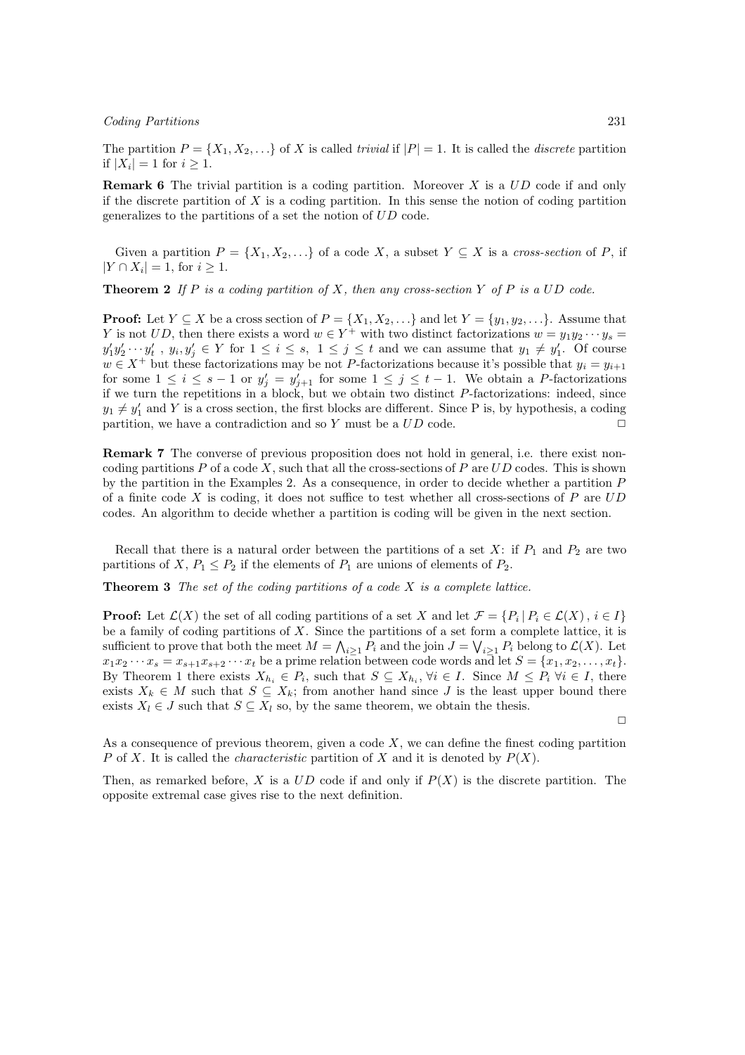The partition $P = \{X_1, X_2, \ldots\}$ of $X$ is called *trivial* if $|P| = 1$. It is called the *discrete* partition if $|X_i| = 1$ for $i \geq 1$.

**Remark 6** The trivial partition is a coding partition. Moreover $X$ is a $UD$ code if and only if the discrete partition of $X$ is a coding partition. In this sense the notion of coding partition generalizes to the partitions of a set the notion of $UD$ code.

Given a partition $P = \{X_1, X_2, \ldots\}$ of a code $X$, a subset $Y \subseteq X$ is a *cross-section* of $P$, if $|Y \cap X_i| = 1$, for $i \geq 1$.

**Theorem 2** *If $P$ is a coding partition of $X$, then any cross-section $Y$ of $P$ is a $UD$ code.*

**Proof:** Let $Y \subseteq X$ be a cross section of $P = \{X_1, X_2, \ldots\}$ and let $Y = \{y_1, y_2, \ldots\}$. Assume that $Y$ is not $UD$, then there exists a word $w \in Y^+$ with two distinct factorizations $w = y_1 y_2 \cdots y_s = y'_1 y'_2 \cdots y'_t$ , $y_i, y'_j \in Y$ for $1 \leq i \leq s$, $1 \leq j \leq t$ and we can assume that $y_1 \neq y'_1$. Of course $w \in X^+$ but these factorizations may be not $P$-factorizations because it's possible that $y_i = y_{i+1}$ for some $1 \leq i \leq s-1$ or $y'_j = y'_{j+1}$ for some $1 \leq j \leq t-1$. We obtain a $P$-factorizations if we turn the repetitions in a block, but we obtain two distinct $P$-factorizations: indeed, since $y_1 \neq y'_1$ and $Y$ is a cross section, the first blocks are different. Since P is, by hypothesis, a coding partition, we have a contradiction and so $Y$ must be a $UD$ code. □

**Remark 7** The converse of previous proposition does not hold in general, i.e. there exist non-coding partitions $P$ of a code $X$, such that all the cross-sections of $P$ are $UD$ codes. This is shown by the partition in the Examples 2. As a consequence, in order to decide whether a partition $P$ of a finite code $X$ is coding, it does not suffice to test whether all cross-sections of $P$ are $UD$ codes. An algorithm to decide whether a partition is coding will be given in the next section.

Recall that there is a natural order between the partitions of a set $X$: if $P_1$ and $P_2$ are two partitions of $X$, $P_1 \leq P_2$ if the elements of $P_1$ are unions of elements of $P_2$.

**Theorem 3** *The set of the coding partitions of a code $X$ is a complete lattice.*

**Proof:** Let $\mathcal{L}(X)$ the set of all coding partitions of a set $X$ and let $\mathcal{F} = \{P_i \,|\, P_i \in \mathcal{L}(X)\,,\, i \in I\}$ be a family of coding partitions of $X$. Since the partitions of a set form a complete lattice, it is sufficient to prove that both the meet $M = \bigwedge_{i \geq 1} P_i$ and the join $J = \bigvee_{i \geq 1} P_i$ belong to $\mathcal{L}(X)$. Let $x_1 x_2 \cdots x_s = x_{s+1} x_{s+2} \cdots x_t$ be a prime relation between code words and let $S = \{x_1, x_2, \ldots, x_t\}$. By Theorem 1 there exists $X_{h_i} \in P_i$, such that $S \subseteq X_{h_i}$, $\forall i \in I$. Since $M \leq P_i$ $\forall i \in I$, there exists $X_k \in M$ such that $S \subseteq X_k$; from another hand since $J$ is the least upper bound there exists $X_l \in J$ such that $S \subseteq X_l$ so, by the same theorem, we obtain the thesis.

□

As a consequence of previous theorem, given a code $X$, we can define the finest coding partition $P$ of $X$. It is called the *characteristic* partition of $X$ and it is denoted by $P(X)$.

Then, as remarked before, $X$ is a $UD$ code if and only if $P(X)$ is the discrete partition. The opposite extremal case gives rise to the next definition.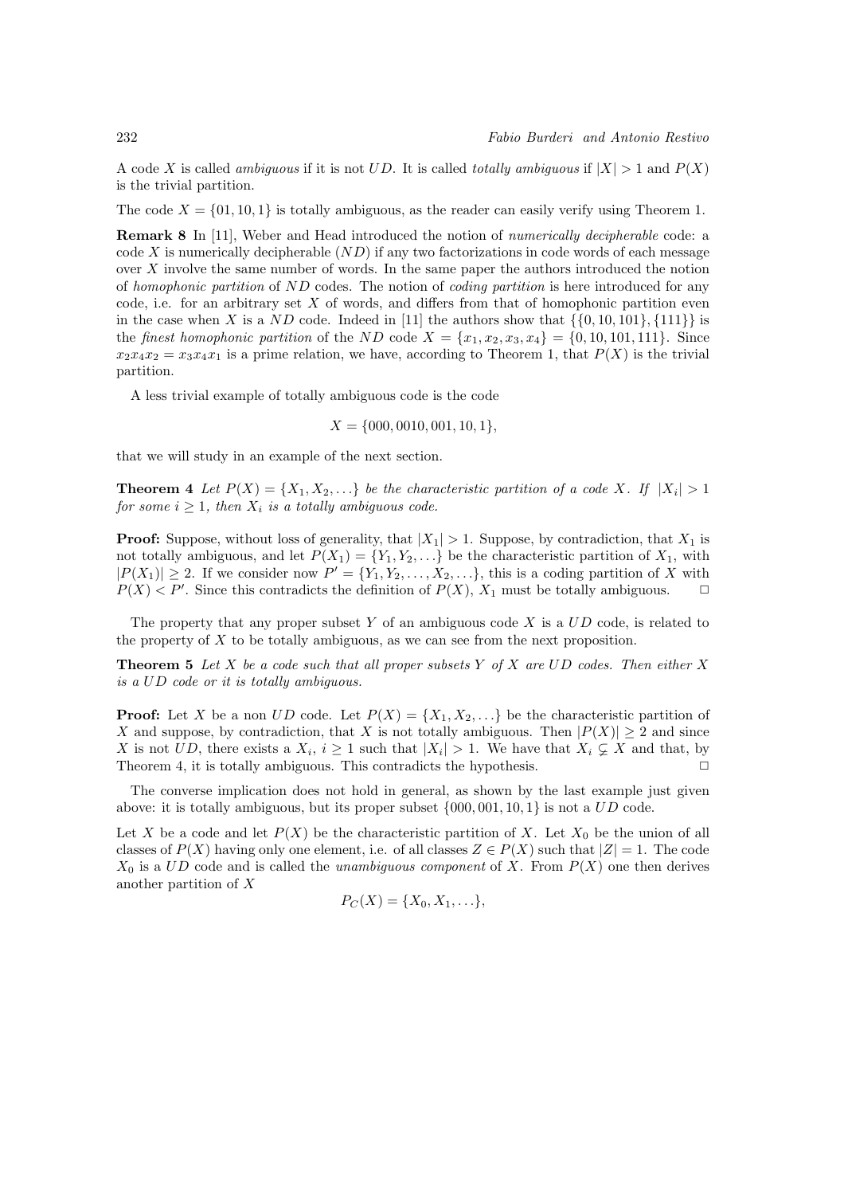A code $X$ is called *ambiguous* if it is not $UD$. It is called *totally ambiguous* if $|X| > 1$ and $P(X)$ is the trivial partition.

The code $X = \{01, 10, 1\}$ is totally ambiguous, as the reader can easily verify using Theorem 1.

**Remark 8** In [11], Weber and Head introduced the notion of *numerically decipherable* code: a code $X$ is numerically decipherable ($ND$) if any two factorizations in code words of each message over $X$ involve the same number of words. In the same paper the authors introduced the notion of *homophonic partition* of $ND$ codes. The notion of *coding partition* is here introduced for any code, i.e. for an arbitrary set $X$ of words, and differs from that of homophonic partition even in the case when $X$ is a $ND$ code. Indeed in [11] the authors show that $\{\{0, 10, 101\}, \{111\}\}$ is the *finest homophonic partition* of the $ND$ code $X = \{x_1, x_2, x_3, x_4\} = \{0, 10, 101, 111\}$. Since $x_2x_4x_2 = x_3x_4x_1$ is a prime relation, we have, according to Theorem 1, that $P(X)$ is the trivial partition.

A less trivial example of totally ambiguous code is the code

$$X = \{000, 0010, 001, 10, 1\},$$

that we will study in an example of the next section.

**Theorem 4** *Let $P(X) = \{X_1, X_2, \ldots\}$ be the characteristic partition of a code $X$. If $|X_i| > 1$ for some $i \geq 1$, then $X_i$ is a totally ambiguous code.*

**Proof:** Suppose, without loss of generality, that $|X_1| > 1$. Suppose, by contradiction, that $X_1$ is not totally ambiguous, and let $P(X_1) = \{Y_1, Y_2, \ldots\}$ be the characteristic partition of $X_1$, with $|P(X_1)| \geq 2$. If we consider now $P' = \{Y_1, Y_2, \ldots, X_2, \ldots\}$, this is a coding partition of $X$ with $P(X) < P'$. Since this contradicts the definition of $P(X)$, $X_1$ must be totally ambiguous. □

The property that any proper subset $Y$ of an ambiguous code $X$ is a $UD$ code, is related to the property of $X$ to be totally ambiguous, as we can see from the next proposition.

**Theorem 5** *Let $X$ be a code such that all proper subsets $Y$ of $X$ are $UD$ codes. Then either $X$ is a $UD$ code or it is totally ambiguous.*

**Proof:** Let $X$ be a non $UD$ code. Let $P(X) = \{X_1, X_2, \ldots\}$ be the characteristic partition of $X$ and suppose, by contradiction, that $X$ is not totally ambiguous. Then $|P(X)| \geq 2$ and since $X$ is not $UD$, there exists a $X_i$, $i \geq 1$ such that $|X_i| > 1$. We have that $X_i \subsetneq X$ and that, by Theorem 4, it is totally ambiguous. This contradicts the hypothesis. □

The converse implication does not hold in general, as shown by the last example just given above: it is totally ambiguous, but its proper subset $\{000, 001, 10, 1\}$ is not a $UD$ code.

Let $X$ be a code and let $P(X)$ be the characteristic partition of $X$. Let $X_0$ be the union of all classes of $P(X)$ having only one element, i.e. of all classes $Z \in P(X)$ such that $|Z| = 1$. The code $X_0$ is a $UD$ code and is called the *unambiguous component* of $X$. From $P(X)$ one then derives another partition of $X$

$$P_C(X) = \{X_0, X_1, \ldots\},$$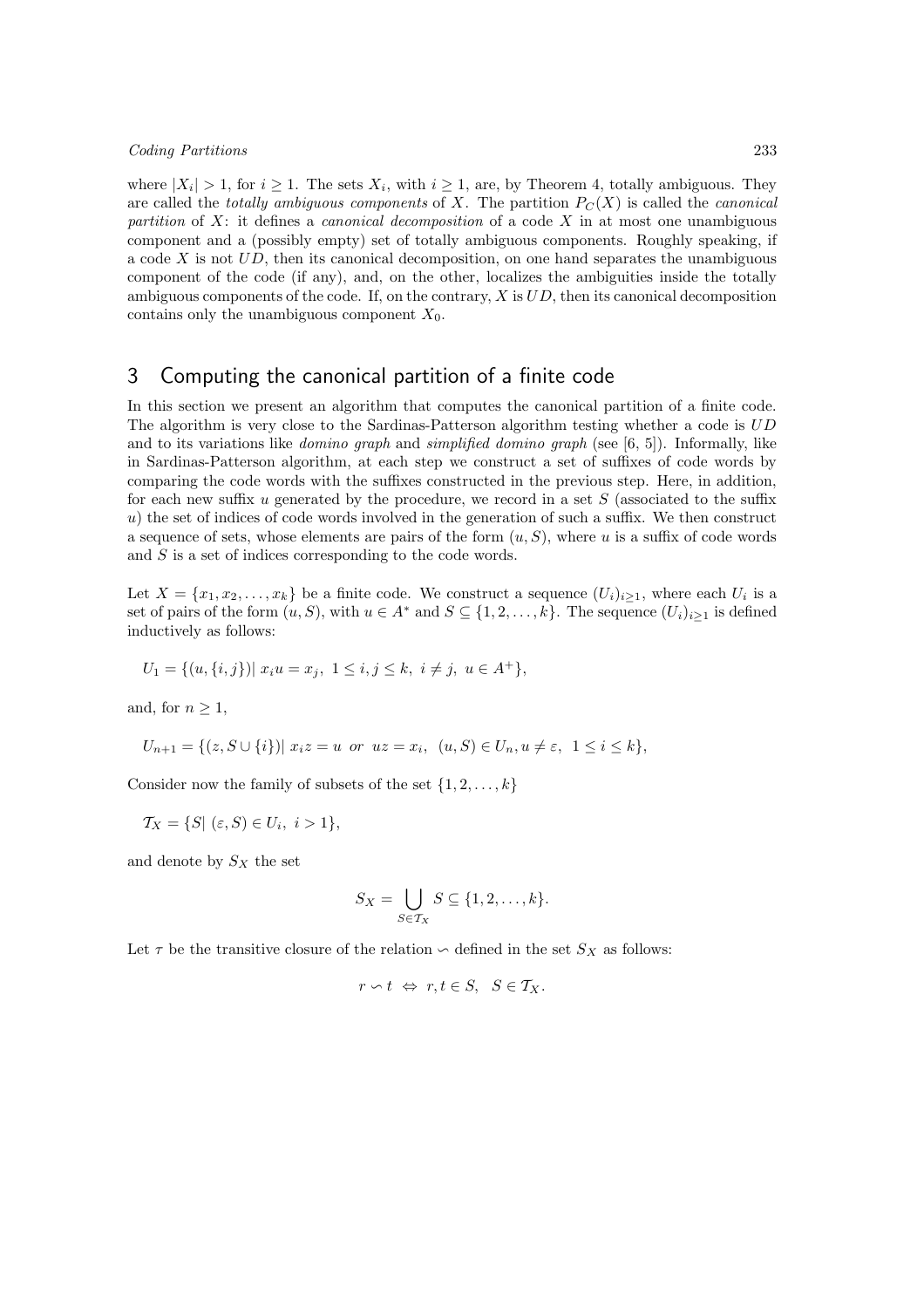where $|X_i| > 1$, for $i \geq 1$. The sets $X_i$, with $i \geq 1$, are, by Theorem 4, totally ambiguous. They are called the *totally ambiguous components* of $X$. The partition $P_C(X)$ is called the *canonical partition* of $X$: it defines a *canonical decomposition* of a code $X$ in at most one unambiguous component and a (possibly empty) set of totally ambiguous components. Roughly speaking, if a code $X$ is not $UD$, then its canonical decomposition, on one hand separates the unambiguous component of the code (if any), and, on the other, localizes the ambiguities inside the totally ambiguous components of the code. If, on the contrary, $X$ is $UD$, then its canonical decomposition contains only the unambiguous component $X_0$.

## 3 Computing the canonical partition of a finite code

In this section we present an algorithm that computes the canonical partition of a finite code. The algorithm is very close to the Sardinas-Patterson algorithm testing whether a code is $UD$ and to its variations like *domino graph* and *simplified domino graph* (see [6, 5]). Informally, like in Sardinas-Patterson algorithm, at each step we construct a set of suffixes of code words by comparing the code words with the suffixes constructed in the previous step. Here, in addition, for each new suffix $u$ generated by the procedure, we record in a set $S$ (associated to the suffix $u$) the set of indices of code words involved in the generation of such a suffix. We then construct a sequence of sets, whose elements are pairs of the form $(u, S)$, where $u$ is a suffix of code words and $S$ is a set of indices corresponding to the code words.

Let $X = \{x_1, x_2, \ldots, x_k\}$ be a finite code. We construct a sequence $(U_i)_{i\geq 1}$, where each $U_i$ is a set of pairs of the form $(u, S)$, with $u \in A^*$ and $S \subseteq \{1, 2, \ldots, k\}$. The sequence $(U_i)_{i\geq 1}$ is defined inductively as follows:

$$U_1 = \{(u, \{i, j\}) |\ x_i u = x_j,\ 1 \leq i, j \leq k,\ i \neq j,\ u \in A^+\},$$

and, for $n \geq 1$,

$$U_{n+1} = \{(z, S \cup \{i\}) |\ x_i z = u \ \text{ or } \ uz = x_i,\ (u, S) \in U_n, u \neq \varepsilon,\ 1 \leq i \leq k\},$$

Consider now the family of subsets of the set $\{1, 2, \ldots, k\}$

$$\mathcal{T}_X = \{S |\ (\varepsilon, S) \in U_i,\ i > 1\},$$

and denote by $S_X$ the set

$$S_X = \bigcup_{S \in \mathcal{T}_X} S \subseteq \{1, 2, \ldots, k\}.$$

Let $\tau$ be the transitive closure of the relation $\backsim$ defined in the set $S_X$ as follows:

$$r \backsim t \ \Leftrightarrow \ r, t \in S, \quad S \in \mathcal{T}_X.$$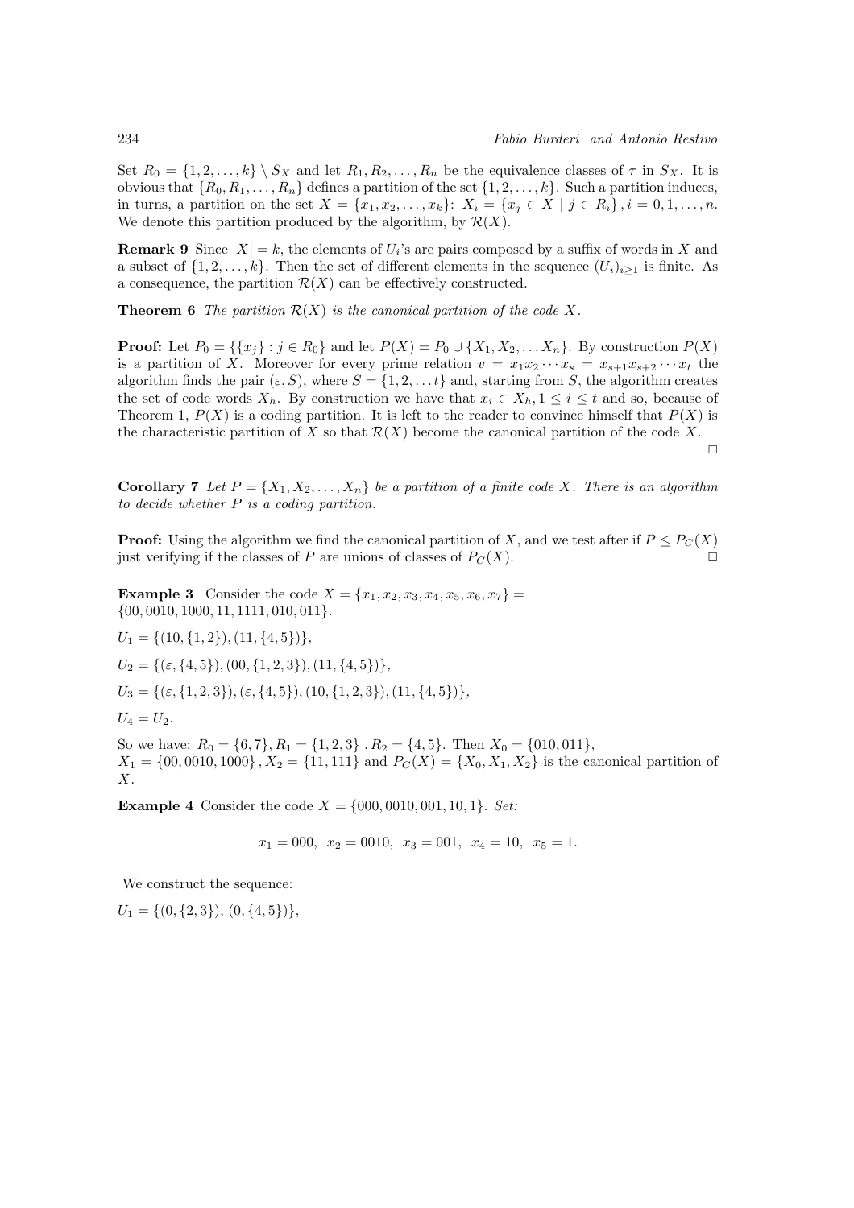Set $R_0 = \{1, 2, \ldots, k\} \setminus S_X$ and let $R_1, R_2, \ldots, R_n$ be the equivalence classes of $\tau$ in $S_X$. It is obvious that $\{R_0, R_1, \ldots, R_n\}$ defines a partition of the set $\{1, 2, \ldots, k\}$. Such a partition induces, in turns, a partition on the set $X = \{x_1, x_2, \ldots, x_k\}$: $X_i = \{x_j \in X \mid j \in R_i\}, i = 0, 1, \ldots, n$. We denote this partition produced by the algorithm, by $\mathcal{R}(X)$.

**Remark 9** Since $|X| = k$, the elements of $U_i$'s are pairs composed by a suffix of words in $X$ and a subset of $\{1, 2, \ldots, k\}$. Then the set of different elements in the sequence $(U_i)_{i \geq 1}$ is finite. As a consequence, the partition $\mathcal{R}(X)$ can be effectively constructed.

**Theorem 6** *The partition $\mathcal{R}(X)$ is the canonical partition of the code $X$.*

**Proof:** Let $P_0 = \{\{x_j\} : j \in R_0\}$ and let $P(X) = P_0 \cup \{X_1, X_2, \ldots X_n\}$. By construction $P(X)$ is a partition of $X$. Moreover for every prime relation $v = x_1 x_2 \cdots x_s = x_{s+1} x_{s+2} \cdots x_t$ the algorithm finds the pair $(\varepsilon, S)$, where $S = \{1, 2, \ldots t\}$ and, starting from $S$, the algorithm creates the set of code words $X_h$. By construction we have that $x_i \in X_h, 1 \leq i \leq t$ and so, because of Theorem 1, $P(X)$ is a coding partition. It is left to the reader to convince himself that $P(X)$ is the characteristic partition of $X$ so that $\mathcal{R}(X)$ become the canonical partition of the code $X$.

□

**Corollary 7** *Let $P = \{X_1, X_2, \ldots, X_n\}$ be a partition of a finite code $X$. There is an algorithm to decide whether $P$ is a coding partition.*

**Proof:** Using the algorithm we find the canonical partition of $X$, and we test after if $P \leq P_C(X)$ just verifying if the classes of $P$ are unions of classes of $P_C(X)$. □

**Example 3** Consider the code $X = \{x_1, x_2, x_3, x_4, x_5, x_6, x_7\} = \{00, 0010, 1000, 11, 1111, 010, 011\}$.

$U_1 = \{(10, \{1, 2\}), (11, \{4, 5\})\}$,

$U_2 = \{(\varepsilon, \{4, 5\}), (00, \{1, 2, 3\}), (11, \{4, 5\})\}$,

$U_3 = \{(\varepsilon, \{1, 2, 3\}), (\varepsilon, \{4, 5\}), (10, \{1, 2, 3\}), (11, \{4, 5\})\}$,

$U_4 = U_2$.

So we have: $R_0 = \{6, 7\}, R_1 = \{1, 2, 3\}, R_2 = \{4, 5\}$. Then $X_0 = \{010, 011\}$, $X_1 = \{00, 0010, 1000\}, X_2 = \{11, 111\}$ and $P_C(X) = \{X_0, X_1, X_2\}$ is the canonical partition of $X$.

**Example 4** Consider the code $X = \{000, 0010, 001, 10, 1\}$. *Set:*

$$x_1 = 000, \ \ x_2 = 0010, \ \ x_3 = 001, \ \ x_4 = 10, \ \ x_5 = 1.$$

We construct the sequence:

$U_1 = \{(0, \{2, 3\}), (0, \{4, 5\})\}$,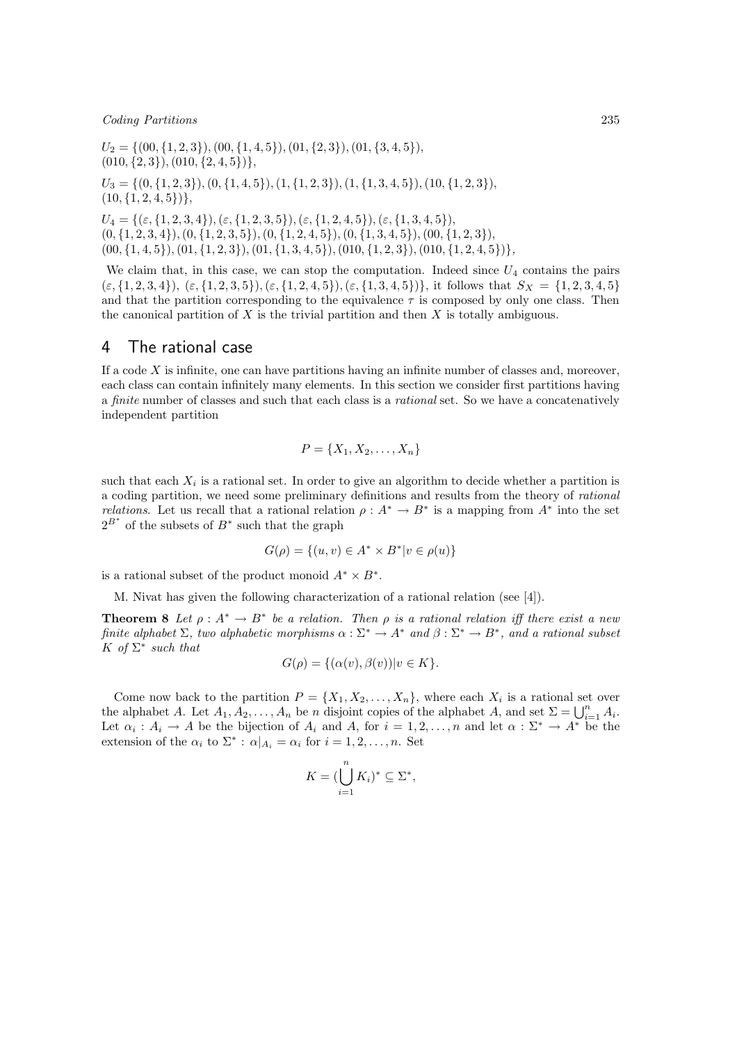$U_2 = \{(00, \{1, 2, 3\}), (00, \{1, 4, 5\}), (01, \{2, 3\}), (01, \{3, 4, 5\}), (010, \{2, 3\}), (010, \{2, 4, 5\})\}$,

$U_3 = \{(0, \{1, 2, 3\}), (0, \{1, 4, 5\}), (1, \{1, 2, 3\}), (1, \{1, 3, 4, 5\}), (10, \{1, 2, 3\}), (10, \{1, 2, 4, 5\})\}$,

$U_4 = \{(\varepsilon, \{1, 2, 3, 4\}), (\varepsilon, \{1, 2, 3, 5\}), (\varepsilon, \{1, 2, 4, 5\}), (\varepsilon, \{1, 3, 4, 5\}), (0, \{1, 2, 3, 4\}), (0, \{1, 2, 3, 5\}), (0, \{1, 2, 4, 5\}), (0, \{1, 3, 4, 5\}), (00, \{1, 2, 3\}), (00, \{1, 4, 5\}), (01, \{1, 2, 3\}), (01, \{1, 3, 4, 5\}), (010, \{1, 2, 3\}), (010, \{1, 2, 4, 5\})\}$,

We claim that, in this case, we can stop the computation. Indeed since $U_4$ contains the pairs $(\varepsilon, \{1, 2, 3, 4\})$, $(\varepsilon, \{1, 2, 3, 5\}), (\varepsilon, \{1, 2, 4, 5\}), (\varepsilon, \{1, 3, 4, 5\})\}$, it follows that $S_X = \{1, 2, 3, 4, 5\}$ and that the partition corresponding to the equivalence $\tau$ is composed by only one class. Then the canonical partition of $X$ is the trivial partition and then $X$ is totally ambiguous.

## 4 The rational case

If a code $X$ is infinite, one can have partitions having an infinite number of classes and, moreover, each class can contain infinitely many elements. In this section we consider first partitions having a *finite* number of classes and such that each class is a *rational* set. So we have a concatenatively independent partition

$$P = \{X_1, X_2, \ldots, X_n\}$$

such that each $X_i$ is a rational set. In order to give an algorithm to decide whether a partition is a coding partition, we need some preliminary definitions and results from the theory of *rational relations*. Let us recall that a rational relation $\rho : A^* \to B^*$ is a mapping from $A^*$ into the set $2^{B^*}$ of the subsets of $B^*$ such that the graph

$$G(\rho) = \{(u, v) \in A^* \times B^* | v \in \rho(u)\}$$

is a rational subset of the product monoid $A^* \times B^*$.

M. Nivat has given the following characterization of a rational relation (see [4]).

**Theorem 8** *Let $\rho : A^* \to B^*$ be a relation. Then $\rho$ is a rational relation iff there exist a new finite alphabet $\Sigma$, two alphabetic morphisms $\alpha : \Sigma^* \to A^*$ and $\beta : \Sigma^* \to B^*$, and a rational subset $K$ of $\Sigma^*$ such that*

$$G(\rho) = \{(\alpha(v), \beta(v)) | v \in K\}.$$

Come now back to the partition $P = \{X_1, X_2, \ldots, X_n\}$, where each $X_i$ is a rational set over the alphabet $A$. Let $A_1, A_2, \ldots, A_n$ be $n$ disjoint copies of the alphabet $A$, and set $\Sigma = \bigcup_{i=1}^{n} A_i$. Let $\alpha_i : A_i \to A$ be the bijection of $A_i$ and $A$, for $i = 1, 2, \ldots, n$ and let $\alpha : \Sigma^* \to A^*$ be the extension of the $\alpha_i$ to $\Sigma^* : \alpha|_{A_i} = \alpha_i$ for $i = 1, 2, \ldots, n$. Set

$$K = (\bigcup_{i=1}^{n} K_i)^* \subseteq \Sigma^*,$$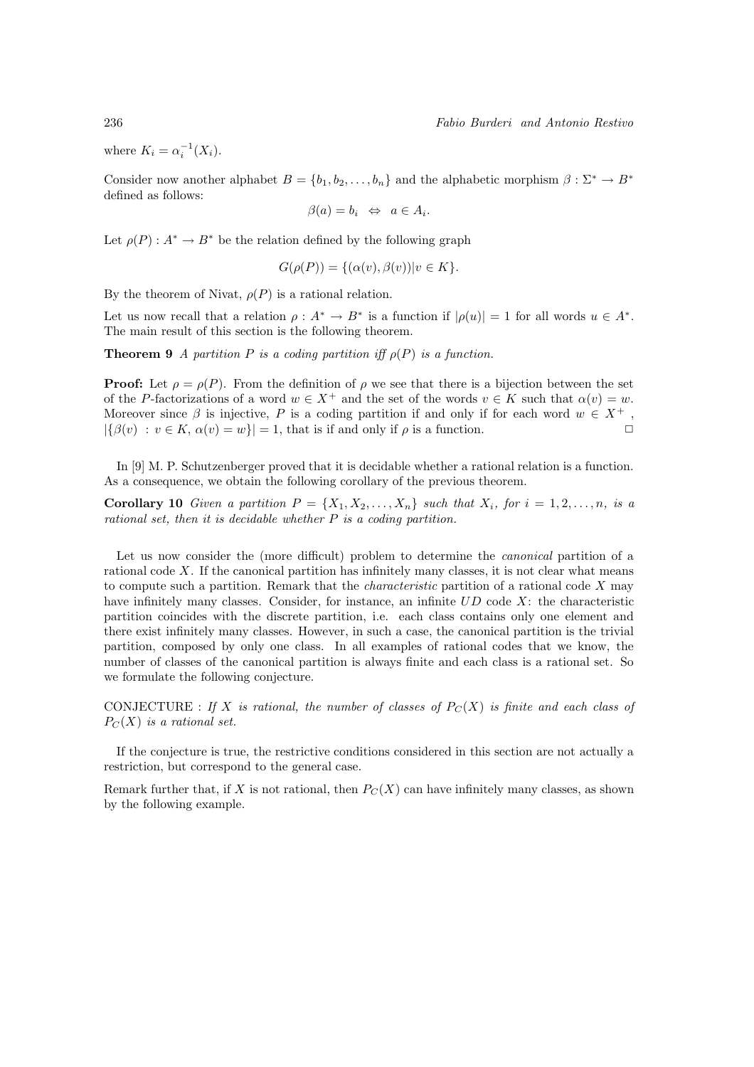where $K_i = \alpha_i^{-1}(X_i)$.

Consider now another alphabet $B = \{b_1, b_2, \ldots, b_n\}$ and the alphabetic morphism $\beta : \Sigma^* \to B^*$ defined as follows:

$$\beta(a) = b_i \ \Leftrightarrow \ a \in A_i.$$

Let $\rho(P) : A^* \to B^*$ be the relation defined by the following graph

$$G(\rho(P)) = \{(\alpha(v), \beta(v)) | v \in K\}.$$

By the theorem of Nivat, $\rho(P)$ is a rational relation.

Let us now recall that a relation $\rho : A^* \to B^*$ is a function if $|\rho(u)| = 1$ for all words $u \in A^*$. The main result of this section is the following theorem.

**Theorem 9** *A partition $P$ is a coding partition iff $\rho(P)$ is a function.*

**Proof:** Let $\rho = \rho(P)$. From the definition of $\rho$ we see that there is a bijection between the set of the $P$-factorizations of a word $w \in X^+$ and the set of the words $v \in K$ such that $\alpha(v) = w$. Moreover since $\beta$ is injective, $P$ is a coding partition if and only if for each word $w \in X^+$, $|\{\beta(v) \ : \ v \in K, \ \alpha(v) = w\}| = 1$, that is if and only if $\rho$ is a function. □

In [9] M. P. Schutzenberger proved that it is decidable whether a rational relation is a function. As a consequence, we obtain the following corollary of the previous theorem.

**Corollary 10** *Given a partition $P = \{X_1, X_2, \ldots, X_n\}$ such that $X_i$, for $i = 1, 2, \ldots, n$, is a rational set, then it is decidable whether $P$ is a coding partition.*

Let us now consider the (more difficult) problem to determine the *canonical* partition of a rational code $X$. If the canonical partition has infinitely many classes, it is not clear what means to compute such a partition. Remark that the *characteristic* partition of a rational code $X$ may have infinitely many classes. Consider, for instance, an infinite $UD$ code $X$: the characteristic partition coincides with the discrete partition, i.e. each class contains only one element and there exist infinitely many classes. However, in such a case, the canonical partition is the trivial partition, composed by only one class. In all examples of rational codes that we know, the number of classes of the canonical partition is always finite and each class is a rational set. So we formulate the following conjecture.

CONJECTURE : *If $X$ is rational, the number of classes of $P_C(X)$ is finite and each class of $P_C(X)$ is a rational set.*

If the conjecture is true, the restrictive conditions considered in this section are not actually a restriction, but correspond to the general case.

Remark further that, if $X$ is not rational, then $P_C(X)$ can have infinitely many classes, as shown by the following example.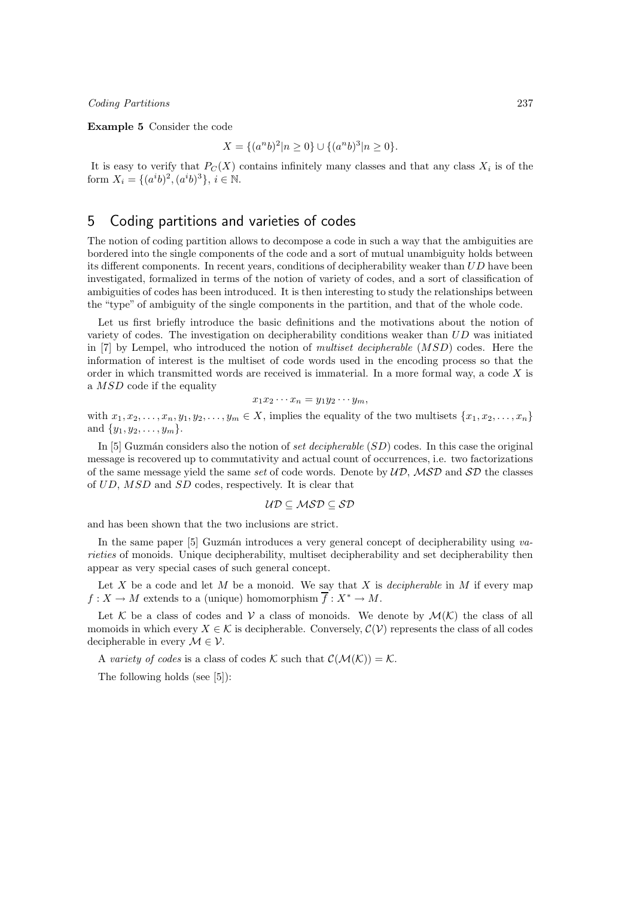**Example 5** Consider the code

$$X = \{(a^n b)^2 | n \geq 0\} \cup \{(a^n b)^3 | n \geq 0\}.$$

It is easy to verify that $P_C(X)$ contains infinitely many classes and that any class $X_i$ is of the form $X_i = \{(a^i b)^2, (a^i b)^3\}$, $i \in \mathbb{N}$.

## 5 Coding partitions and varieties of codes

The notion of coding partition allows to decompose a code in such a way that the ambiguities are bordered into the single components of the code and a sort of mutual unambiguity holds between its different components. In recent years, conditions of decipherability weaker than $UD$ have been investigated, formalized in terms of the notion of variety of codes, and a sort of classification of ambiguities of codes has been introduced. It is then interesting to study the relationships between the "type" of ambiguity of the single components in the partition, and that of the whole code.

Let us first briefly introduce the basic definitions and the motivations about the notion of variety of codes. The investigation on decipherability conditions weaker than $UD$ was initiated in [7] by Lempel, who introduced the notion of *multiset decipherable* ($MSD$) codes. Here the information of interest is the multiset of code words used in the encoding process so that the order in which transmitted words are received is immaterial. In a more formal way, a code $X$ is a $MSD$ code if the equality

$$x_1 x_2 \cdots x_n = y_1 y_2 \cdots y_m,$$

with $x_1, x_2, \ldots, x_n, y_1, y_2, \ldots, y_m \in X$, implies the equality of the two multisets $\{x_1, x_2, \ldots, x_n\}$ and $\{y_1, y_2, \ldots, y_m\}$.

In [5] Guzmán considers also the notion of *set decipherable* ($SD$) codes. In this case the original message is recovered up to commutativity and actual count of occurrences, i.e. two factorizations of the same message yield the same *set* of code words. Denote by $\mathcal{UD}$, $\mathcal{MSD}$ and $\mathcal{SD}$ the classes of $UD$, $MSD$ and $SD$ codes, respectively. It is clear that

$$\mathcal{UD} \subseteq \mathcal{MSD} \subseteq \mathcal{SD}$$

and has been shown that the two inclusions are strict.

In the same paper [5] Guzmán introduces a very general concept of decipherability using *varieties* of monoids. Unique decipherability, multiset decipherability and set decipherability then appear as very special cases of such general concept.

Let $X$ be a code and let $M$ be a monoid. We say that $X$ is *decipherable* in $M$ if every map $f : X \to M$ extends to a (unique) homomorphism $\overline{f} : X^* \to M$.

Let $\mathcal{K}$ be a class of codes and $\mathcal{V}$ a class of monoids. We denote by $\mathcal{M}(\mathcal{K})$ the class of all momoids in which every $X \in \mathcal{K}$ is decipherable. Conversely, $\mathcal{C}(\mathcal{V})$ represents the class of all codes decipherable in every $\mathcal{M} \in \mathcal{V}$.

A *variety of codes* is a class of codes $\mathcal{K}$ such that $\mathcal{C}(\mathcal{M}(\mathcal{K})) = \mathcal{K}$.

The following holds (see [5]):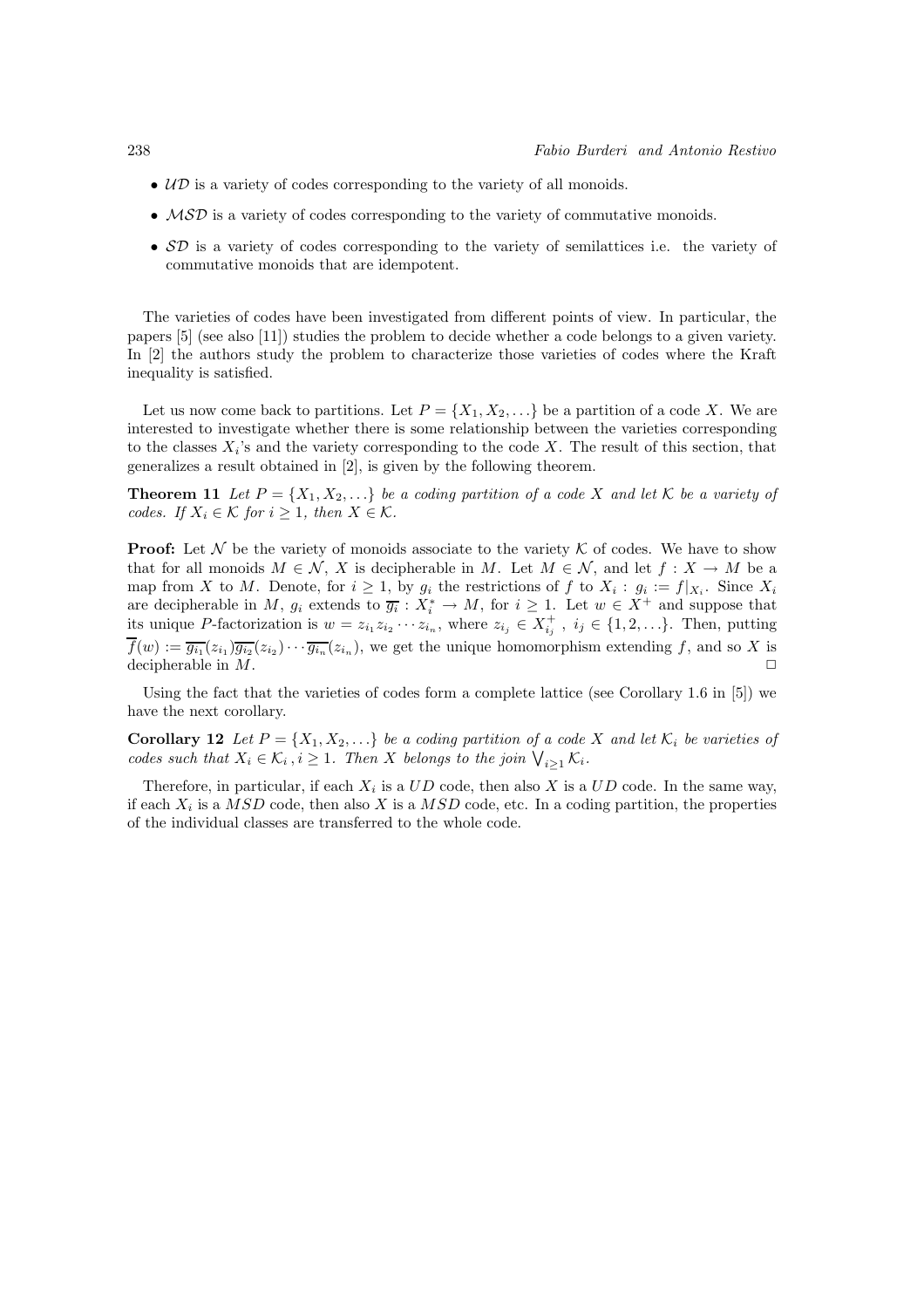- $\mathcal{UD}$ is a variety of codes corresponding to the variety of all monoids.
- $\mathcal{MSD}$ is a variety of codes corresponding to the variety of commutative monoids.
- $\mathcal{SD}$ is a variety of codes corresponding to the variety of semilattices i.e. the variety of commutative monoids that are idempotent.

The varieties of codes have been investigated from different points of view. In particular, the papers [5] (see also [11]) studies the problem to decide whether a code belongs to a given variety. In [2] the authors study the problem to characterize those varieties of codes where the Kraft inequality is satisfied.

Let us now come back to partitions. Let $P = \{X_1, X_2, \ldots\}$ be a partition of a code $X$. We are interested to investigate whether there is some relationship between the varieties corresponding to the classes $X_i$'s and the variety corresponding to the code $X$. The result of this section, that generalizes a result obtained in [2], is given by the following theorem.

**Theorem 11** *Let $P = \{X_1, X_2, \ldots\}$ be a coding partition of a code $X$ and let $\mathcal{K}$ be a variety of codes. If $X_i \in \mathcal{K}$ for $i \geq 1$, then $X \in \mathcal{K}$.*

**Proof:** Let $\mathcal{N}$ be the variety of monoids associate to the variety $\mathcal{K}$ of codes. We have to show that for all monoids $M \in \mathcal{N}$, $X$ is decipherable in $M$. Let $M \in \mathcal{N}$, and let $f : X \to M$ be a map from $X$ to $M$. Denote, for $i \geq 1$, by $g_i$ the restrictions of $f$ to $X_i$ : $g_i := f|_{X_i}$. Since $X_i$ are decipherable in $M$, $g_i$ extends to $\overline{g_i} : X_i^* \to M$, for $i \geq 1$. Let $w \in X^+$ and suppose that its unique $P$-factorization is $w = z_{i_1} z_{i_2} \cdots z_{i_n}$, where $z_{i_j} \in X_{i_j}^+$ , $i_j \in \{1, 2, \ldots\}$. Then, putting $\overline{f}(w) := \overline{g_{i_1}}(z_{i_1})\overline{g_{i_2}}(z_{i_2}) \cdots \overline{g_{i_n}}(z_{i_n})$, we get the unique homomorphism extending $f$, and so $X$ is decipherable in $M$. □

Using the fact that the varieties of codes form a complete lattice (see Corollary 1.6 in [5]) we have the next corollary.

**Corollary 12** *Let $P = \{X_1, X_2, \ldots\}$ be a coding partition of a code $X$ and let $\mathcal{K}_i$ be varieties of codes such that $X_i \in \mathcal{K}_i$ , $i \geq 1$. Then $X$ belongs to the join $\bigvee_{i \geq 1} \mathcal{K}_i$.*

Therefore, in particular, if each $X_i$ is a $UD$ code, then also $X$ is a $UD$ code. In the same way, if each $X_i$ is a $MSD$ code, then also $X$ is a $MSD$ code, etc. In a coding partition, the properties of the individual classes are transferred to the whole code.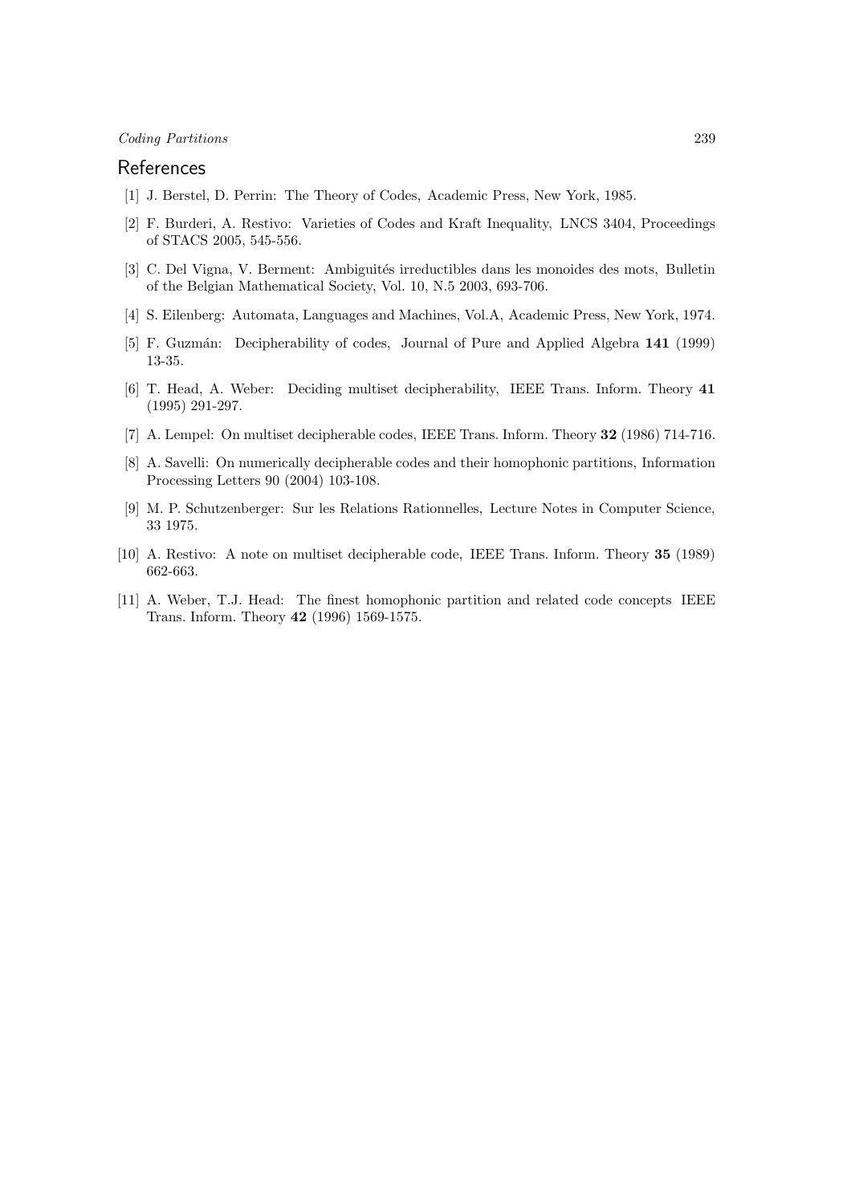## References

[1] J. Berstel, D. Perrin: The Theory of Codes, Academic Press, New York, 1985.

[2] F. Burderi, A. Restivo: Varieties of Codes and Kraft Inequality, LNCS 3404, Proceedings of STACS 2005, 545-556.

[3] C. Del Vigna, V. Berment: Ambiguités irreductibles dans les monoides des mots, Bulletin of the Belgian Mathematical Society, Vol. 10, N.5 2003, 693-706.

[4] S. Eilenberg: Automata, Languages and Machines, Vol.A, Academic Press, New York, 1974.

[5] F. Guzmán: Decipherability of codes, Journal of Pure and Applied Algebra **141** (1999) 13-35.

[6] T. Head, A. Weber: Deciding multiset decipherability, IEEE Trans. Inform. Theory **41** (1995) 291-297.

[7] A. Lempel: On multiset decipherable codes, IEEE Trans. Inform. Theory **32** (1986) 714-716.

[8] A. Savelli: On numerically decipherable codes and their homophonic partitions, Information Processing Letters 90 (2004) 103-108.

[9] M. P. Schutzenberger: Sur les Relations Rationnelles, Lecture Notes in Computer Science, 33 1975.

[10] A. Restivo: A note on multiset decipherable code, IEEE Trans. Inform. Theory **35** (1989) 662-663.

[11] A. Weber, T.J. Head: The finest homophonic partition and related code concepts IEEE Trans. Inform. Theory **42** (1996) 1569-1575.